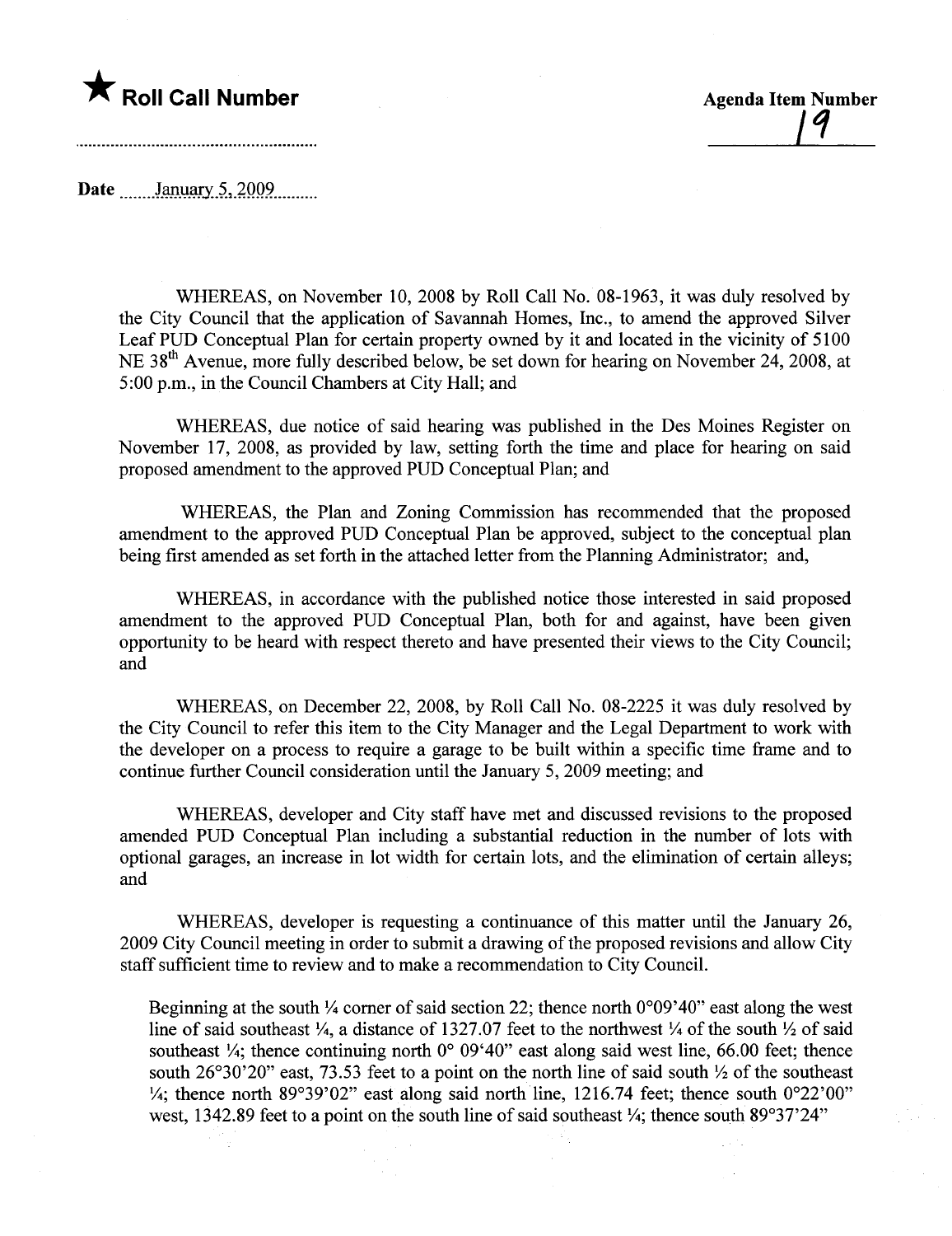★ **Roll Call Number**

**Agenda Item Number**
19

Date January 5, 2009

WHEREAS, on November 10, 2008 by Roll Call No. 08-1963, it was duly resolved by the City Council that the application of Savannah Homes, Inc., to amend the approved Silver Leaf PUD Conceptual Plan for certain property owned by it and located in the vicinity of 5100 NE 38th Avenue, more fully described below, be set down for hearing on November 24, 2008, at 5:00 p.m., in the Council Chambers at City Hall; and

WHEREAS, due notice of said hearing was published in the Des Moines Register on November 17, 2008, as provided by law, setting forth the time and place for hearing on said proposed amendment to the approved PUD Conceptual Plan; and

WHEREAS, the Plan and Zoning Commission has recommended that the proposed amendment to the approved PUD Conceptual Plan be approved, subject to the conceptual plan being first amended as set forth in the attached letter from the Planning Administrator; and,

WHEREAS, in accordance with the published notice those interested in said proposed amendment to the approved PUD Conceptual Plan, both for and against, have been given opportunity to be heard with respect thereto and have presented their views to the City Council; and

WHEREAS, on December 22, 2008, by Roll Call No. 08-2225 it was duly resolved by the City Council to refer this item to the City Manager and the Legal Department to work with the developer on a process to require a garage to be built within a specific time frame and to continue further Council consideration until the January 5, 2009 meeting; and

WHEREAS, developer and City staff have met and discussed revisions to the proposed amended PUD Conceptual Plan including a substantial reduction in the number of lots with optional garages, an increase in lot width for certain lots, and the elimination of certain alleys; and

WHEREAS, developer is requesting a continuance of this matter until the January 26, 2009 City Council meeting in order to submit a drawing of the proposed revisions and allow City staff sufficient time to review and to make a recommendation to City Council.

Beginning at the south ¼ corner of said section 22; thence north 0°09'40" east along the west line of said southeast ¼, a distance of 1327.07 feet to the northwest ¼ of the south ½ of said southeast ¼; thence continuing north 0° 09'40" east along said west line, 66.00 feet; thence south 26°30'20" east, 73.53 feet to a point on the north line of said south ½ of the southeast ¼; thence north 89°39'02" east along said north line, 1216.74 feet; thence south 0°22'00" west, 1342.89 feet to a point on the south line of said southeast ¼; thence south 89°37'24"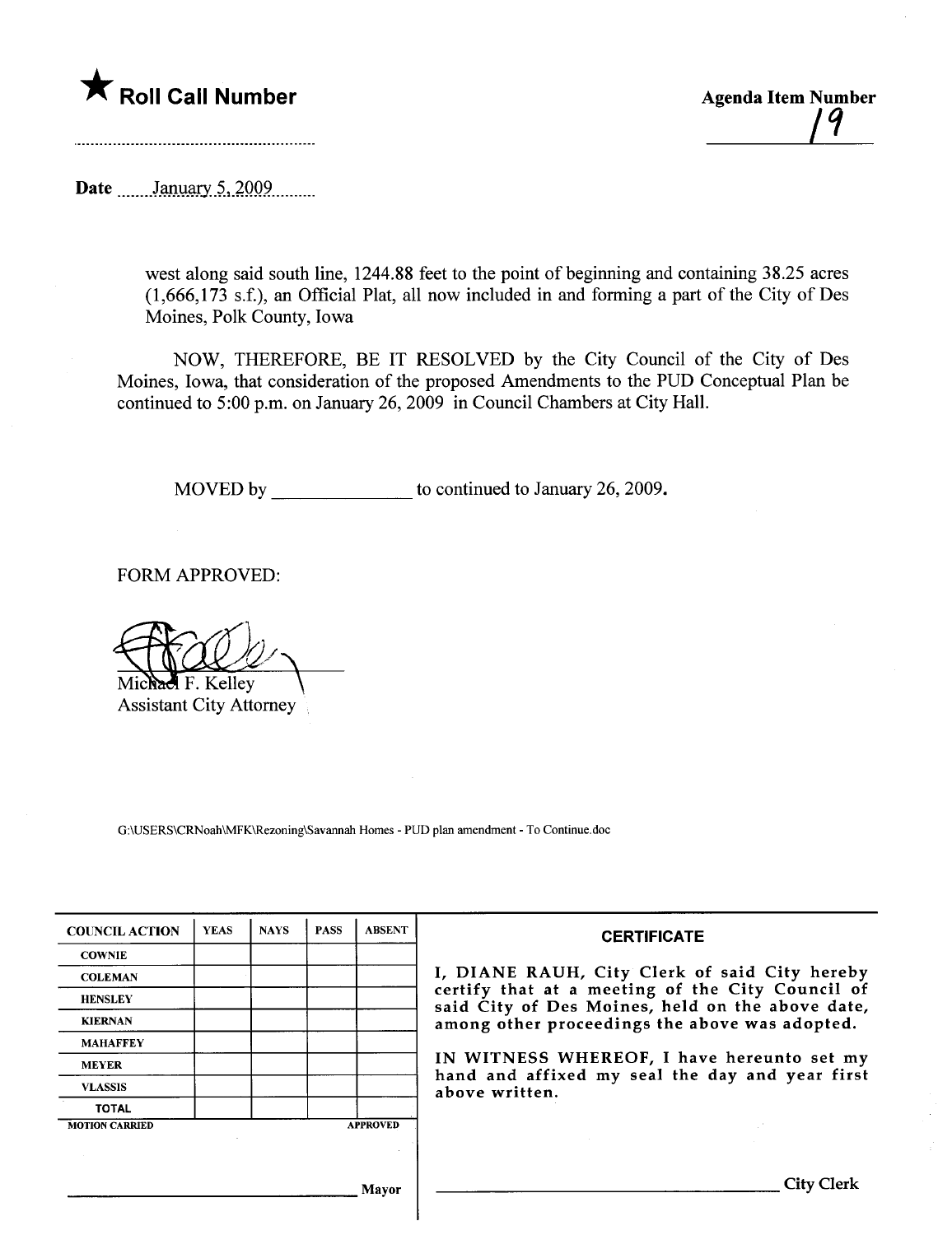★ **Roll Call Number**

**Agenda Item Number**

19

Date January 5, 2009

west along said south line, 1244.88 feet to the point of beginning and containing 38.25 acres (1,666,173 s.f.), an Official Plat, all now included in and forming a part of the City of Des Moines, Polk County, Iowa

NOW, THEREFORE, BE IT RESOLVED by the City Council of the City of Des Moines, Iowa, that consideration of the proposed Amendments to the PUD Conceptual Plan be continued to 5:00 p.m. on January 26, 2009 in Council Chambers at City Hall.

MOVED by ______________ to continued to January 26, 2009.

FORM APPROVED:

Michael F. Kelley
Assistant City Attorney

G:\USERS\CRNoah\MFK\Rezoning\Savannah Homes - PUD plan amendment - To Continue.doc

| COUNCIL ACTION | YEAS | NAYS | PASS | ABSENT |
|---|---|---|---|---|
| COWNIE | | | | |
| COLEMAN | | | | |
| HENSLEY | | | | |
| KIERNAN | | | | |
| MAHAFFEY | | | | |
| MEYER | | | | |
| VLASSIS | | | | |
| TOTAL | | | | |
| MOTION CARRIED | | | | APPROVED |

______________________________ Mayor

**CERTIFICATE**

I, DIANE RAUH, City Clerk of said City hereby certify that at a meeting of the City Council of said City of Des Moines, held on the above date, among other proceedings the above was adopted.

IN WITNESS WHEREOF, I have hereunto set my hand and affixed my seal the day and year first above written.

______________________________ City Clerk